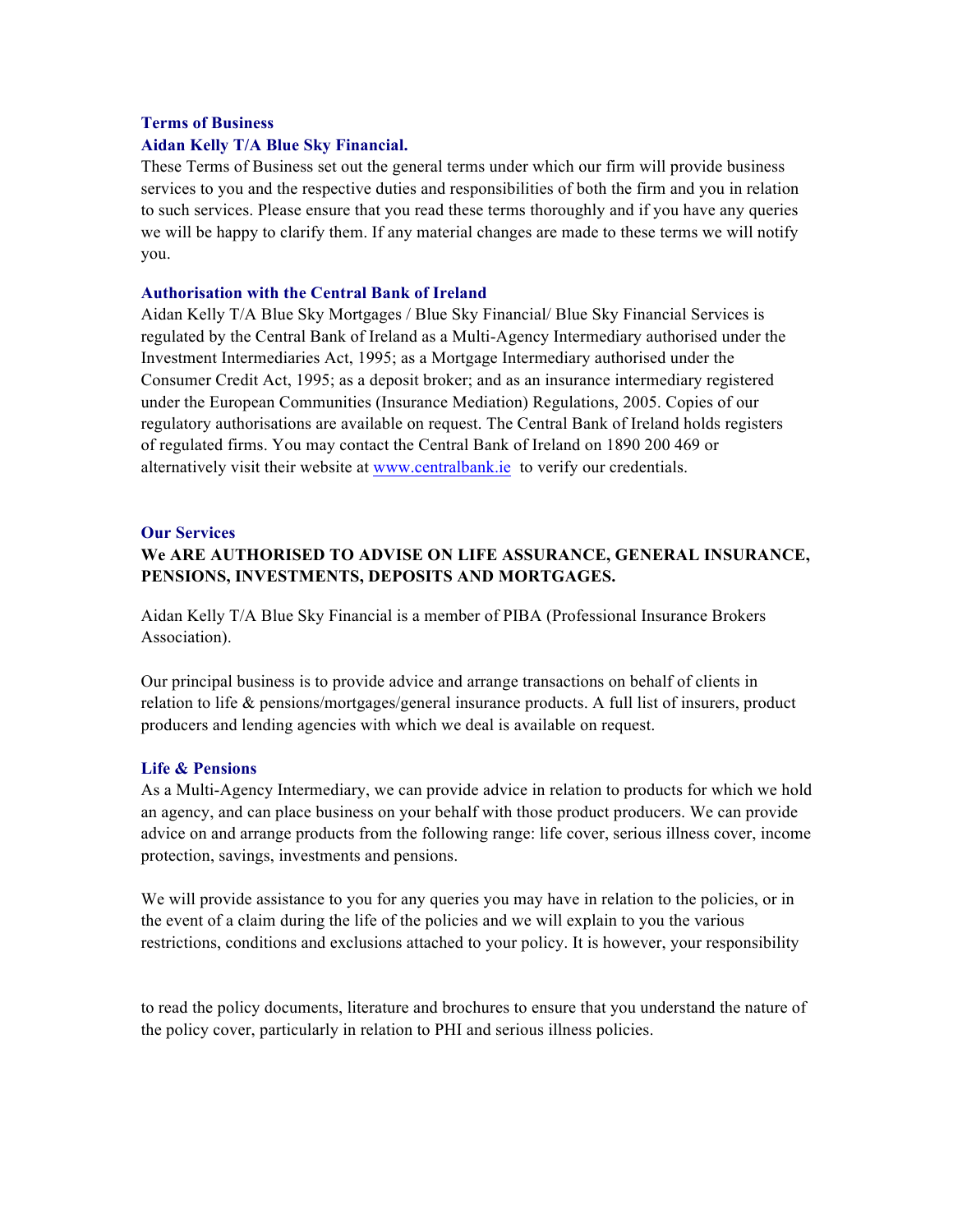## Terms of Business

## Aidan Kelly T/A Blue Sky Financial.

These Terms of Business set out the general terms under which our firm will provide business services to you and the respective duties and responsibilities of both the firm and you in relation to such services. Please ensure that you read these terms thoroughly and if you have any queries we will be happy to clarify them. If any material changes are made to these terms we will notify you.

### Authorisation with the Central Bank of Ireland

Aidan Kelly T/A Blue Sky Mortgages / Blue Sky Financial/ Blue Sky Financial Services is regulated by the Central Bank of Ireland as a Multi-Agency Intermediary authorised under the Investment Intermediaries Act, 1995; as a Mortgage Intermediary authorised under the Consumer Credit Act, 1995; as a deposit broker; and as an insurance intermediary registered under the European Communities (Insurance Mediation) Regulations, 2005. Copies of our regulatory authorisations are available on request. The Central Bank of Ireland holds registers of regulated firms. You may contact the Central Bank of Ireland on 1890 200 469 or alternatively visit their website at www.centralbank.ie to verify our credentials.

### Our Services

**We ARE AUTHORISED TO ADVISE ON LIFE ASSURANCE, GENERAL INSURANCE, PENSIONS, INVESTMENTS, DEPOSITS AND MORTGAGES.**

Aidan Kelly T/A Blue Sky Financial is a member of PIBA (Professional Insurance Brokers Association).

Our principal business is to provide advice and arrange transactions on behalf of clients in relation to life & pensions/mortgages/general insurance products. A full list of insurers, product producers and lending agencies with which we deal is available on request.

### Life & Pensions

As a Multi-Agency Intermediary, we can provide advice in relation to products for which we hold an agency, and can place business on your behalf with those product producers. We can provide advice on and arrange products from the following range: life cover, serious illness cover, income protection, savings, investments and pensions.

We will provide assistance to you for any queries you may have in relation to the policies, or in the event of a claim during the life of the policies and we will explain to you the various restrictions, conditions and exclusions attached to your policy. It is however, your responsibility to read the policy documents, literature and brochures to ensure that you understand the nature of the policy cover, particularly in relation to PHI and serious illness policies.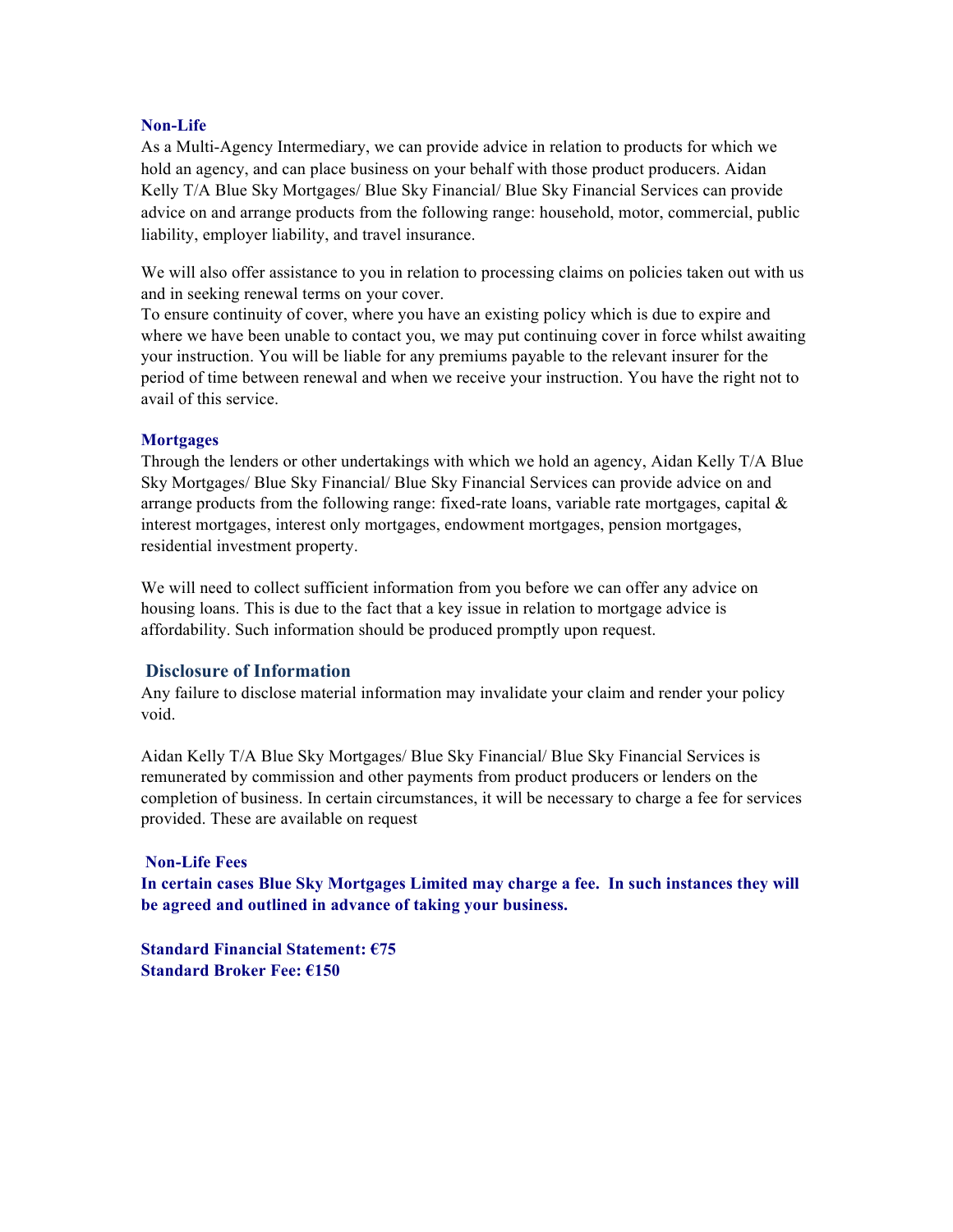### Non-Life

As a Multi-Agency Intermediary, we can provide advice in relation to products for which we hold an agency, and can place business on your behalf with those product producers. Aidan Kelly T/A Blue Sky Mortgages/ Blue Sky Financial/ Blue Sky Financial Services can provide advice on and arrange products from the following range: household, motor, commercial, public liability, employer liability, and travel insurance.

We will also offer assistance to you in relation to processing claims on policies taken out with us and in seeking renewal terms on your cover.
To ensure continuity of cover, where you have an existing policy which is due to expire and where we have been unable to contact you, we may put continuing cover in force whilst awaiting your instruction. You will be liable for any premiums payable to the relevant insurer for the period of time between renewal and when we receive your instruction. You have the right not to avail of this service.

### Mortgages

Through the lenders or other undertakings with which we hold an agency, Aidan Kelly T/A Blue Sky Mortgages/ Blue Sky Financial/ Blue Sky Financial Services can provide advice on and arrange products from the following range: fixed-rate loans, variable rate mortgages, capital & interest mortgages, interest only mortgages, endowment mortgages, pension mortgages, residential investment property.

We will need to collect sufficient information from you before we can offer any advice on housing loans. This is due to the fact that a key issue in relation to mortgage advice is affordability. Such information should be produced promptly upon request.

## Disclosure of Information

Any failure to disclose material information may invalidate your claim and render your policy void.

Aidan Kelly T/A Blue Sky Mortgages/ Blue Sky Financial/ Blue Sky Financial Services is remunerated by commission and other payments from product producers or lenders on the completion of business. In certain circumstances, it will be necessary to charge a fee for services provided. These are available on request

### Non-Life Fees

**In certain cases Blue Sky Mortgages Limited may charge a fee. In such instances they will be agreed and outlined in advance of taking your business.**

**Standard Financial Statement: €75**
**Standard Broker Fee: €150**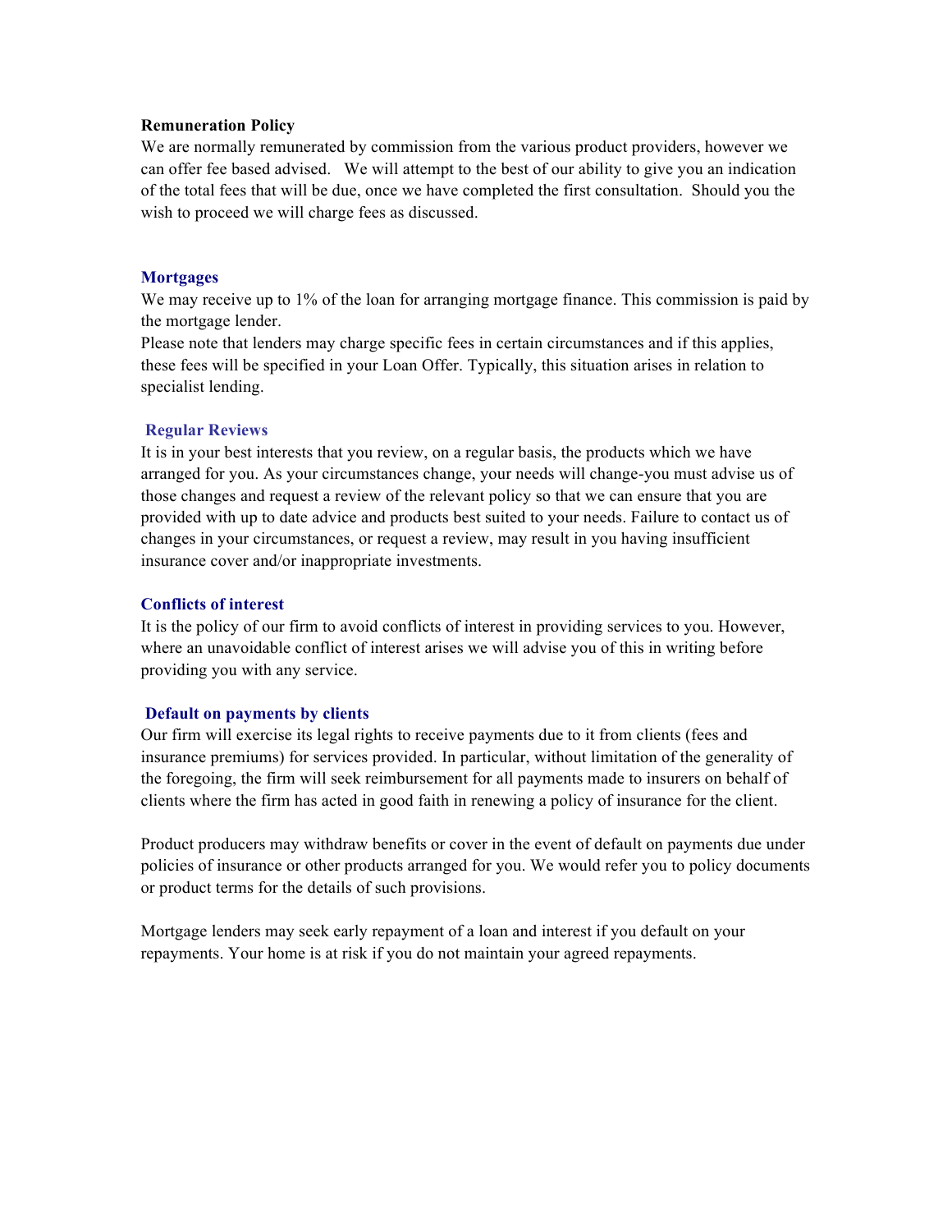**Remuneration Policy**

We are normally remunerated by commission from the various product providers, however we can offer fee based advised. We will attempt to the best of our ability to give you an indication of the total fees that will be due, once we have completed the first consultation. Should you the wish to proceed we will charge fees as discussed.

## Mortgages

We may receive up to 1% of the loan for arranging mortgage finance. This commission is paid by the mortgage lender.

Please note that lenders may charge specific fees in certain circumstances and if this applies, these fees will be specified in your Loan Offer. Typically, this situation arises in relation to specialist lending.

## Regular Reviews

It is in your best interests that you review, on a regular basis, the products which we have arranged for you. As your circumstances change, your needs will change-you must advise us of those changes and request a review of the relevant policy so that we can ensure that you are provided with up to date advice and products best suited to your needs. Failure to contact us of changes in your circumstances, or request a review, may result in you having insufficient insurance cover and/or inappropriate investments.

## Conflicts of interest

It is the policy of our firm to avoid conflicts of interest in providing services to you. However, where an unavoidable conflict of interest arises we will advise you of this in writing before providing you with any service.

## Default on payments by clients

Our firm will exercise its legal rights to receive payments due to it from clients (fees and insurance premiums) for services provided. In particular, without limitation of the generality of the foregoing, the firm will seek reimbursement for all payments made to insurers on behalf of clients where the firm has acted in good faith in renewing a policy of insurance for the client.

Product producers may withdraw benefits or cover in the event of default on payments due under policies of insurance or other products arranged for you. We would refer you to policy documents or product terms for the details of such provisions.

Mortgage lenders may seek early repayment of a loan and interest if you default on your repayments. Your home is at risk if you do not maintain your agreed repayments.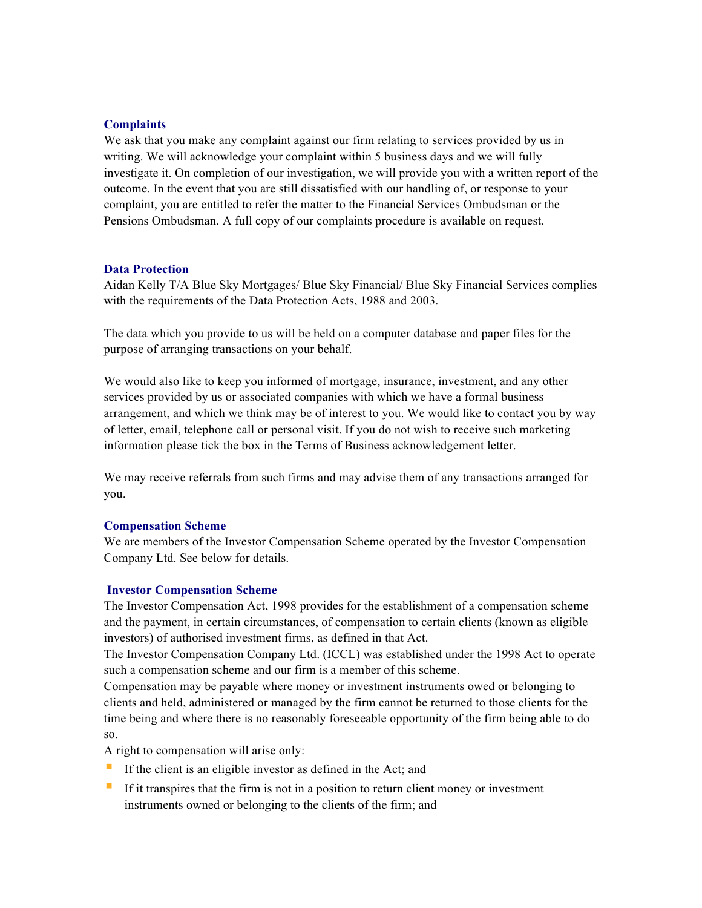## Complaints

We ask that you make any complaint against our firm relating to services provided by us in writing. We will acknowledge your complaint within 5 business days and we will fully investigate it. On completion of our investigation, we will provide you with a written report of the outcome. In the event that you are still dissatisfied with our handling of, or response to your complaint, you are entitled to refer the matter to the Financial Services Ombudsman or the Pensions Ombudsman. A full copy of our complaints procedure is available on request.

## Data Protection

Aidan Kelly T/A Blue Sky Mortgages/ Blue Sky Financial/ Blue Sky Financial Services complies with the requirements of the Data Protection Acts, 1988 and 2003.

The data which you provide to us will be held on a computer database and paper files for the purpose of arranging transactions on your behalf.

We would also like to keep you informed of mortgage, insurance, investment, and any other services provided by us or associated companies with which we have a formal business arrangement, and which we think may be of interest to you. We would like to contact you by way of letter, email, telephone call or personal visit. If you do not wish to receive such marketing information please tick the box in the Terms of Business acknowledgement letter.

We may receive referrals from such firms and may advise them of any transactions arranged for you.

## Compensation Scheme

We are members of the Investor Compensation Scheme operated by the Investor Compensation Company Ltd. See below for details.

## Investor Compensation Scheme

The Investor Compensation Act, 1998 provides for the establishment of a compensation scheme and the payment, in certain circumstances, of compensation to certain clients (known as eligible investors) of authorised investment firms, as defined in that Act.

The Investor Compensation Company Ltd. (ICCL) was established under the 1998 Act to operate such a compensation scheme and our firm is a member of this scheme.

Compensation may be payable where money or investment instruments owed or belonging to clients and held, administered or managed by the firm cannot be returned to those clients for the time being and where there is no reasonably foreseeable opportunity of the firm being able to do so.

A right to compensation will arise only:

- If the client is an eligible investor as defined in the Act; and
- If it transpires that the firm is not in a position to return client money or investment instruments owned or belonging to the clients of the firm; and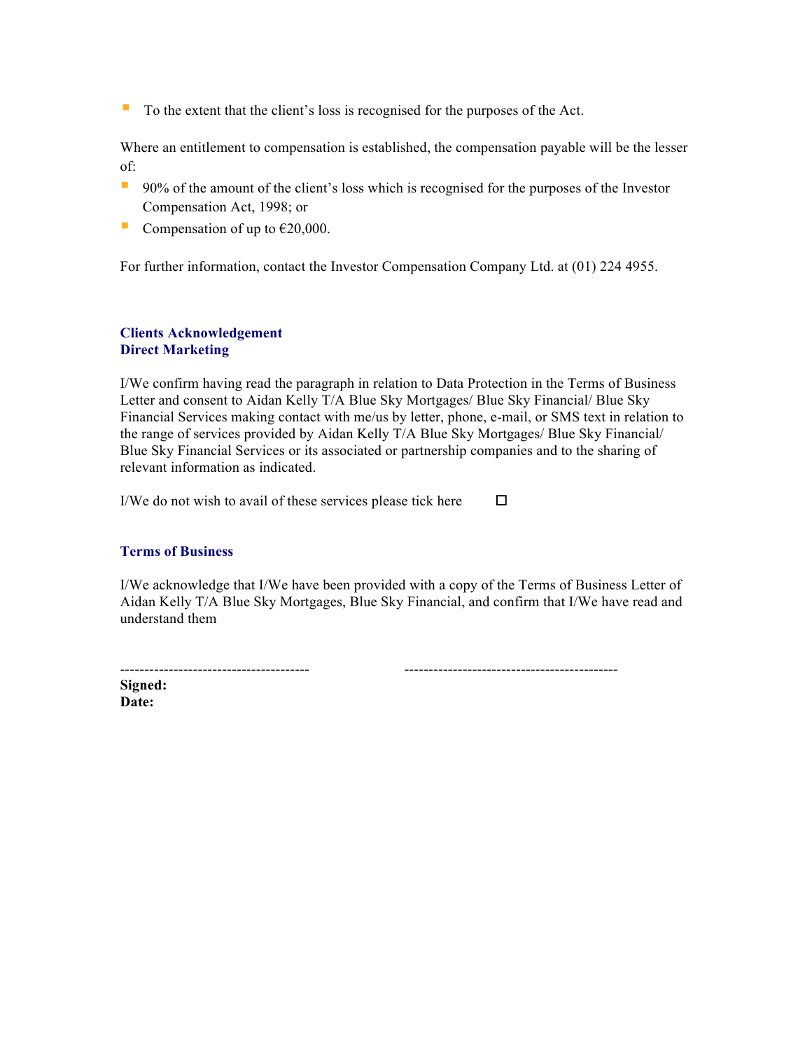- To the extent that the client's loss is recognised for the purposes of the Act.

Where an entitlement to compensation is established, the compensation payable will be the lesser of:

- 90% of the amount of the client's loss which is recognised for the purposes of the Investor Compensation Act, 1998; or
- Compensation of up to €20,000.

For further information, contact the Investor Compensation Company Ltd. at (01) 224 4955.

### Clients Acknowledgement
### Direct Marketing

I/We confirm having read the paragraph in relation to Data Protection in the Terms of Business Letter and consent to Aidan Kelly T/A Blue Sky Mortgages/ Blue Sky Financial/ Blue Sky Financial Services making contact with me/us by letter, phone, e-mail, or SMS text in relation to the range of services provided by Aidan Kelly T/A Blue Sky Mortgages/ Blue Sky Financial/ Blue Sky Financial Services or its associated or partnership companies and to the sharing of relevant information as indicated.

I/We do not wish to avail of these services please tick here ☐

### Terms of Business

I/We acknowledge that I/We have been provided with a copy of the Terms of Business Letter of Aidan Kelly T/A Blue Sky Mortgages, Blue Sky Financial, and confirm that I/We have read and understand them

-------------------------------------- -------------------------------------------

**Signed:**

**Date:**